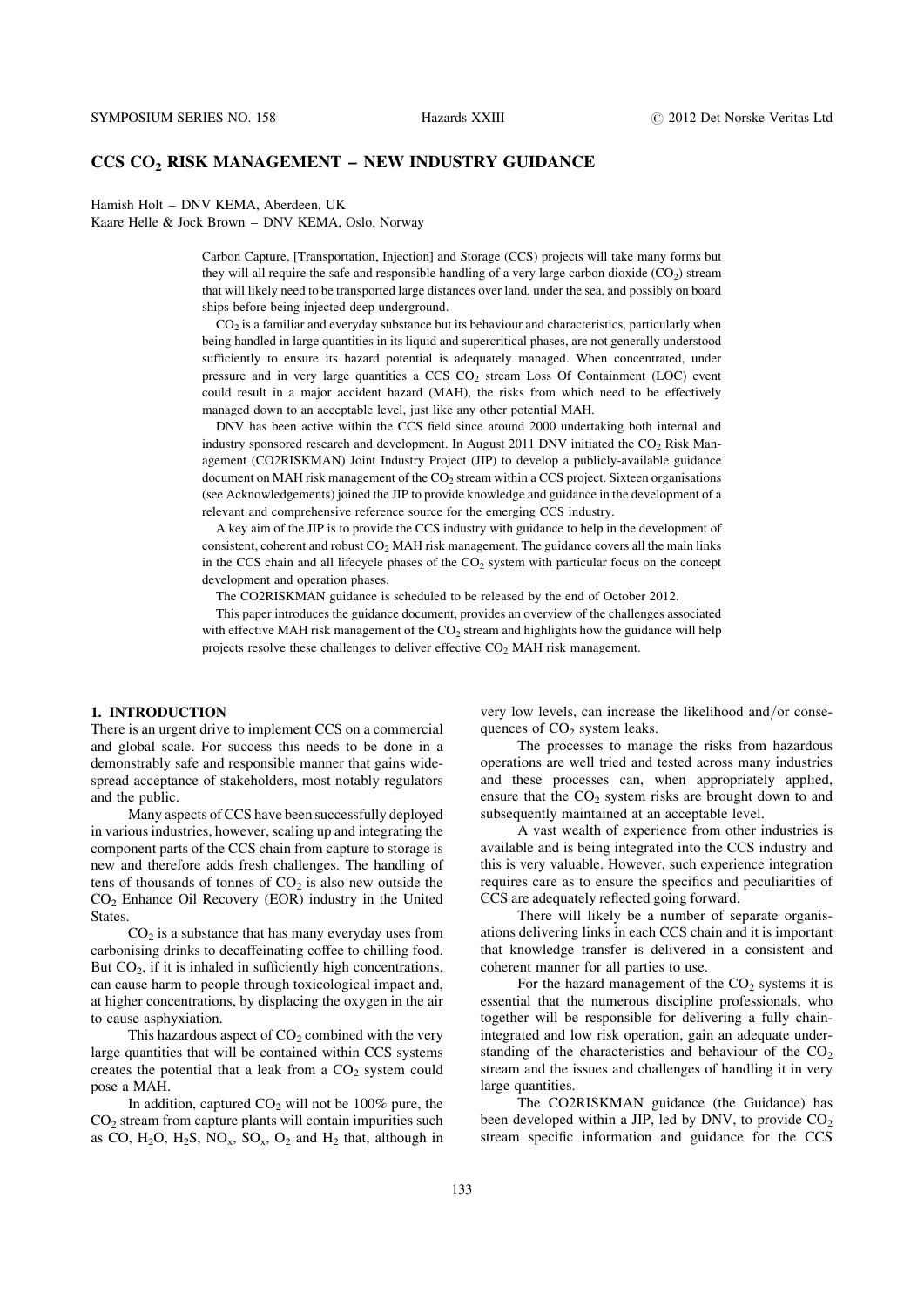# CCS $CO_2$ RISK MANAGEMENT – NEW INDUSTRY GUIDANCE

Hamish Holt – DNV KEMA, Aberdeen, UK
Kaare Helle & Jock Brown – DNV KEMA, Oslo, Norway

Carbon Capture, [Transportation, Injection] and Storage (CCS) projects will take many forms but they will all require the safe and responsible handling of a very large carbon dioxide ($CO_2$) stream that will likely need to be transported large distances over land, under the sea, and possibly on board ships before being injected deep underground.

$CO_2$ is a familiar and everyday substance but its behaviour and characteristics, particularly when being handled in large quantities in its liquid and supercritical phases, are not generally understood sufficiently to ensure its hazard potential is adequately managed. When concentrated, under pressure and in very large quantities a CCS $CO_2$ stream Loss Of Containment (LOC) event could result in a major accident hazard (MAH), the risks from which need to be effectively managed down to an acceptable level, just like any other potential MAH.

DNV has been active within the CCS field since around 2000 undertaking both internal and industry sponsored research and development. In August 2011 DNV initiated the $CO_2$ Risk Management (CO2RISKMAN) Joint Industry Project (JIP) to develop a publicly-available guidance document on MAH risk management of the $CO_2$ stream within a CCS project. Sixteen organisations (see Acknowledgements) joined the JIP to provide knowledge and guidance in the development of a relevant and comprehensive reference source for the emerging CCS industry.

A key aim of the JIP is to provide the CCS industry with guidance to help in the development of consistent, coherent and robust $CO_2$ MAH risk management. The guidance covers all the main links in the CCS chain and all lifecycle phases of the $CO_2$ system with particular focus on the concept development and operation phases.

The CO2RISKMAN guidance is scheduled to be released by the end of October 2012.

This paper introduces the guidance document, provides an overview of the challenges associated with effective MAH risk management of the $CO_2$ stream and highlights how the guidance will help projects resolve these challenges to deliver effective $CO_2$ MAH risk management.

## 1. INTRODUCTION

There is an urgent drive to implement CCS on a commercial and global scale. For success this needs to be done in a demonstrably safe and responsible manner that gains widespread acceptance of stakeholders, most notably regulators and the public.

Many aspects of CCS have been successfully deployed in various industries, however, scaling up and integrating the component parts of the CCS chain from capture to storage is new and therefore adds fresh challenges. The handling of tens of thousands of tonnes of $CO_2$ is also new outside the $CO_2$ Enhance Oil Recovery (EOR) industry in the United States.

$CO_2$ is a substance that has many everyday uses from carbonising drinks to decaffeinating coffee to chilling food. But $CO_2$, if it is inhaled in sufficiently high concentrations, can cause harm to people through toxicological impact and, at higher concentrations, by displacing the oxygen in the air to cause asphyxiation.

This hazardous aspect of $CO_2$ combined with the very large quantities that will be contained within CCS systems creates the potential that a leak from a $CO_2$ system could pose a MAH.

In addition, captured $CO_2$ will not be 100% pure, the $CO_2$ stream from capture plants will contain impurities such as CO, $H_2O$, $H_2S$, $NO_x$, $SO_x$, $O_2$ and $H_2$ that, although in very low levels, can increase the likelihood and/or consequences of $CO_2$ system leaks.

The processes to manage the risks from hazardous operations are well tried and tested across many industries and these processes can, when appropriately applied, ensure that the $CO_2$ system risks are brought down to and subsequently maintained at an acceptable level.

A vast wealth of experience from other industries is available and is being integrated into the CCS industry and this is very valuable. However, such experience integration requires care as to ensure the specifics and peculiarities of CCS are adequately reflected going forward.

There will likely be a number of separate organisations delivering links in each CCS chain and it is important that knowledge transfer is delivered in a consistent and coherent manner for all parties to use.

For the hazard management of the $CO_2$ systems it is essential that the numerous discipline professionals, who together will be responsible for delivering a fully chain-integrated and low risk operation, gain an adequate understanding of the characteristics and behaviour of the $CO_2$ stream and the issues and challenges of handling it in very large quantities.

The CO2RISKMAN guidance (the Guidance) has been developed within a JIP, led by DNV, to provide $CO_2$ stream specific information and guidance for the CCS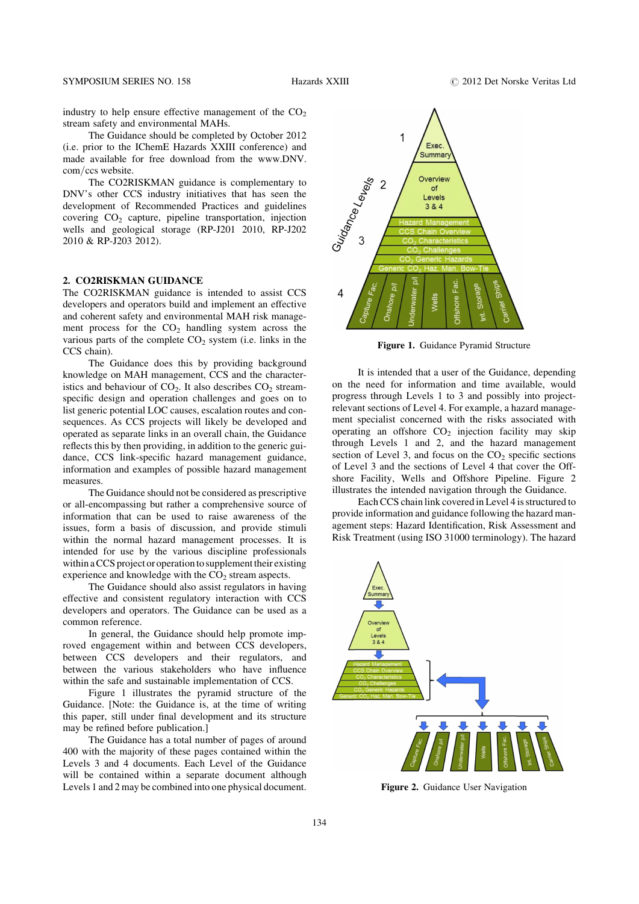industry to help ensure effective management of the $CO_2$ stream safety and environmental MAHs.

The Guidance should be completed by October 2012 (i.e. prior to the IChemE Hazards XXIII conference) and made available for free download from the www.DNV.com/ccs website.

The CO2RISKMAN guidance is complementary to DNV's other CCS industry initiatives that has seen the development of Recommended Practices and guidelines covering $CO_2$ capture, pipeline transportation, injection wells and geological storage (RP-J201 2010, RP-J202 2010 & RP-J203 2012).

## 2. CO2RISKMAN GUIDANCE

The CO2RISKMAN guidance is intended to assist CCS developers and operators build and implement an effective and coherent safety and environmental MAH risk management process for the $CO_2$ handling system across the various parts of the complete $CO_2$ system (i.e. links in the CCS chain).

The Guidance does this by providing background knowledge on MAH management, CCS and the characteristics and behaviour of $CO_2$. It also describes $CO_2$ stream-specific design and operation challenges and goes on to list generic potential LOC causes, escalation routes and consequences. As CCS projects will likely be developed and operated as separate links in an overall chain, the Guidance reflects this by then providing, in addition to the generic guidance, CCS link-specific hazard management guidance, information and examples of possible hazard management measures.

The Guidance should not be considered as prescriptive or all-encompassing but rather a comprehensive source of information that can be used to raise awareness of the issues, form a basis of discussion, and provide stimuli within the normal hazard management processes. It is intended for use by the various discipline professionals within a CCS project or operation to supplement their existing experience and knowledge with the $CO_2$ stream aspects.

The Guidance should also assist regulators in having effective and consistent regulatory interaction with CCS developers and operators. The Guidance can be used as a common reference.

In general, the Guidance should help promote improved engagement within and between CCS developers, between CCS developers and their regulators, and between the various stakeholders who have influence within the safe and sustainable implementation of CCS.

Figure 1 illustrates the pyramid structure of the Guidance. [Note: the Guidance is, at the time of writing this paper, still under final development and its structure may be refined before publication.]

The Guidance has a total number of pages of around 400 with the majority of these pages contained within the Levels 3 and 4 documents. Each Level of the Guidance will be contained within a separate document although Levels 1 and 2 may be combined into one physical document.

**Figure 1.** Guidance Pyramid Structure

It is intended that a user of the Guidance, depending on the need for information and time available, would progress through Levels 1 to 3 and possibly into project-relevant sections of Level 4. For example, a hazard management specialist concerned with the risks associated with operating an offshore $CO_2$ injection facility may skip through Levels 1 and 2, and the hazard management section of Level 3, and focus on the $CO_2$ specific sections of Level 3 and the sections of Level 4 that cover the Offshore Facility, Wells and Offshore Pipeline. Figure 2 illustrates the intended navigation through the Guidance.

Each CCS chain link covered in Level 4 is structured to provide information and guidance following the hazard management steps: Hazard Identification, Risk Assessment and Risk Treatment (using ISO 31000 terminology). The hazard

**Figure 2.** Guidance User Navigation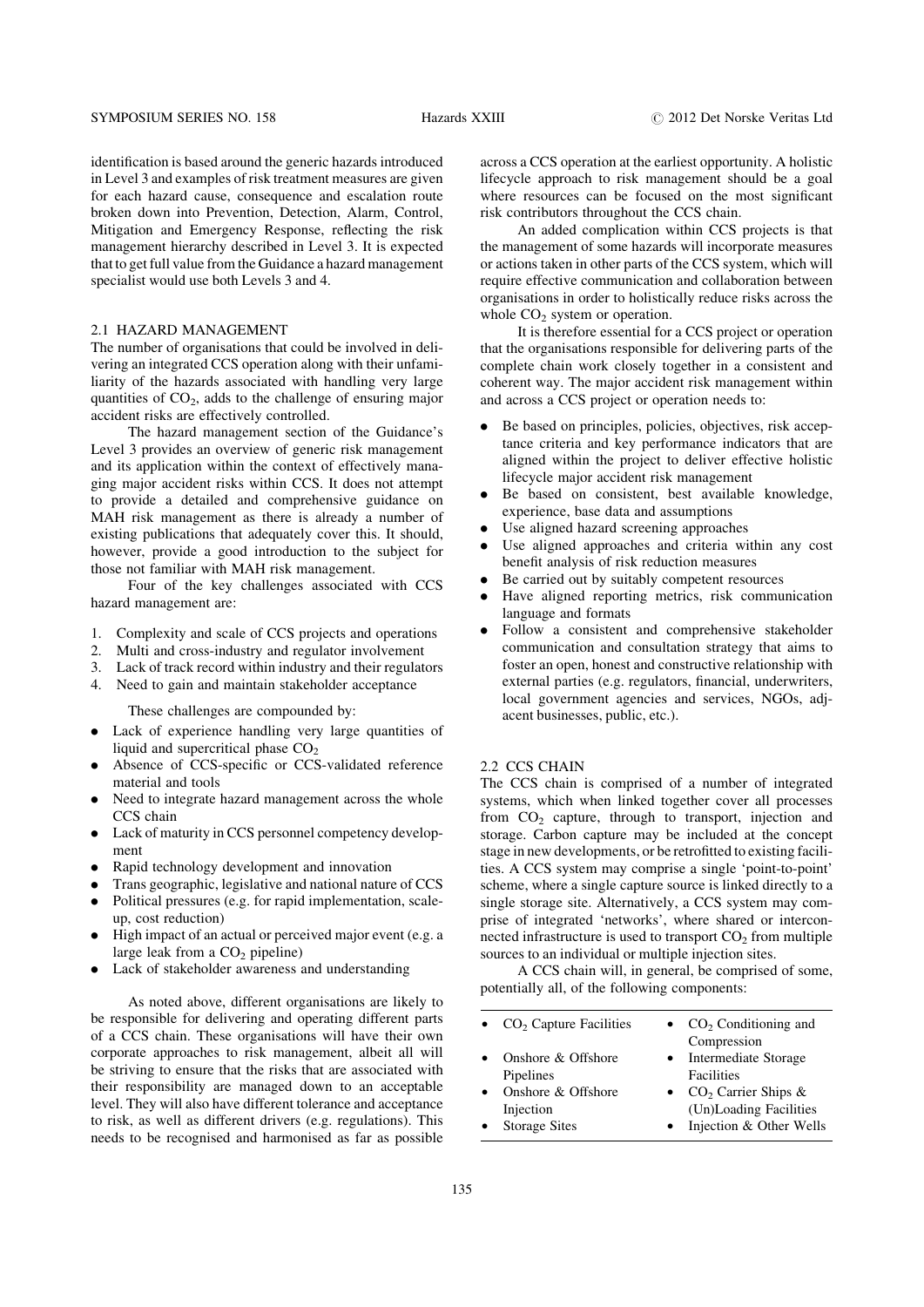identification is based around the generic hazards introduced in Level 3 and examples of risk treatment measures are given for each hazard cause, consequence and escalation route broken down into Prevention, Detection, Alarm, Control, Mitigation and Emergency Response, reflecting the risk management hierarchy described in Level 3. It is expected that to get full value from the Guidance a hazard management specialist would use both Levels 3 and 4.

### 2.1 HAZARD MANAGEMENT

The number of organisations that could be involved in delivering an integrated CCS operation along with their unfamiliarity of the hazards associated with handling very large quantities of $CO_2$, adds to the challenge of ensuring major accident risks are effectively controlled.

The hazard management section of the Guidance's Level 3 provides an overview of generic risk management and its application within the context of effectively managing major accident risks within CCS. It does not attempt to provide a detailed and comprehensive guidance on MAH risk management as there is already a number of existing publications that adequately cover this. It should, however, provide a good introduction to the subject for those not familiar with MAH risk management.

Four of the key challenges associated with CCS hazard management are:

1. Complexity and scale of CCS projects and operations
2. Multi and cross-industry and regulator involvement
3. Lack of track record within industry and their regulators
4. Need to gain and maintain stakeholder acceptance

These challenges are compounded by:

- Lack of experience handling very large quantities of liquid and supercritical phase $CO_2$
- Absence of CCS-specific or CCS-validated reference material and tools
- Need to integrate hazard management across the whole CCS chain
- Lack of maturity in CCS personnel competency development
- Rapid technology development and innovation
- Trans geographic, legislative and national nature of CCS
- Political pressures (e.g. for rapid implementation, scale-up, cost reduction)
- High impact of an actual or perceived major event (e.g. a large leak from a $CO_2$ pipeline)
- Lack of stakeholder awareness and understanding

As noted above, different organisations are likely to be responsible for delivering and operating different parts of a CCS chain. These organisations will have their own corporate approaches to risk management, albeit all will be striving to ensure that the risks that are associated with their responsibility are managed down to an acceptable level. They will also have different tolerance and acceptance to risk, as well as different drivers (e.g. regulations). This needs to be recognised and harmonised as far as possible across a CCS operation at the earliest opportunity. A holistic lifecycle approach to risk management should be a goal where resources can be focused on the most significant risk contributors throughout the CCS chain.

An added complication within CCS projects is that the management of some hazards will incorporate measures or actions taken in other parts of the CCS system, which will require effective communication and collaboration between organisations in order to holistically reduce risks across the whole $CO_2$ system or operation.

It is therefore essential for a CCS project or operation that the organisations responsible for delivering parts of the complete chain work closely together in a consistent and coherent way. The major accident risk management within and across a CCS project or operation needs to:

- Be based on principles, policies, objectives, risk acceptance criteria and key performance indicators that are aligned within the project to deliver effective holistic lifecycle major accident risk management
- Be based on consistent, best available knowledge, experience, base data and assumptions
- Use aligned hazard screening approaches
- Use aligned approaches and criteria within any cost benefit analysis of risk reduction measures
- Be carried out by suitably competent resources
- Have aligned reporting metrics, risk communication language and formats
- Follow a consistent and comprehensive stakeholder communication and consultation strategy that aims to foster an open, honest and constructive relationship with external parties (e.g. regulators, financial, underwriters, local government agencies and services, NGOs, adjacent businesses, public, etc.).

### 2.2 CCS CHAIN

The CCS chain is comprised of a number of integrated systems, which when linked together cover all processes from $CO_2$ capture, through to transport, injection and storage. Carbon capture may be included at the concept stage in new developments, or be retrofitted to existing facilities. A CCS system may comprise a single 'point-to-point' scheme, where a single capture source is linked directly to a single storage site. Alternatively, a CCS system may comprise of integrated 'networks', where shared or interconnected infrastructure is used to transport $CO_2$ from multiple sources to an individual or multiple injection sites.

A CCS chain will, in general, be comprised of some, potentially all, of the following components:

| | |
|---|---|
| • $CO_2$ Capture Facilities | • $CO_2$ Conditioning and Compression |
| • Onshore & Offshore Pipelines | • Intermediate Storage Facilities |
| • Onshore & Offshore Injection | • $CO_2$ Carrier Ships & (Un)Loading Facilities |
| • Storage Sites | • Injection & Other Wells |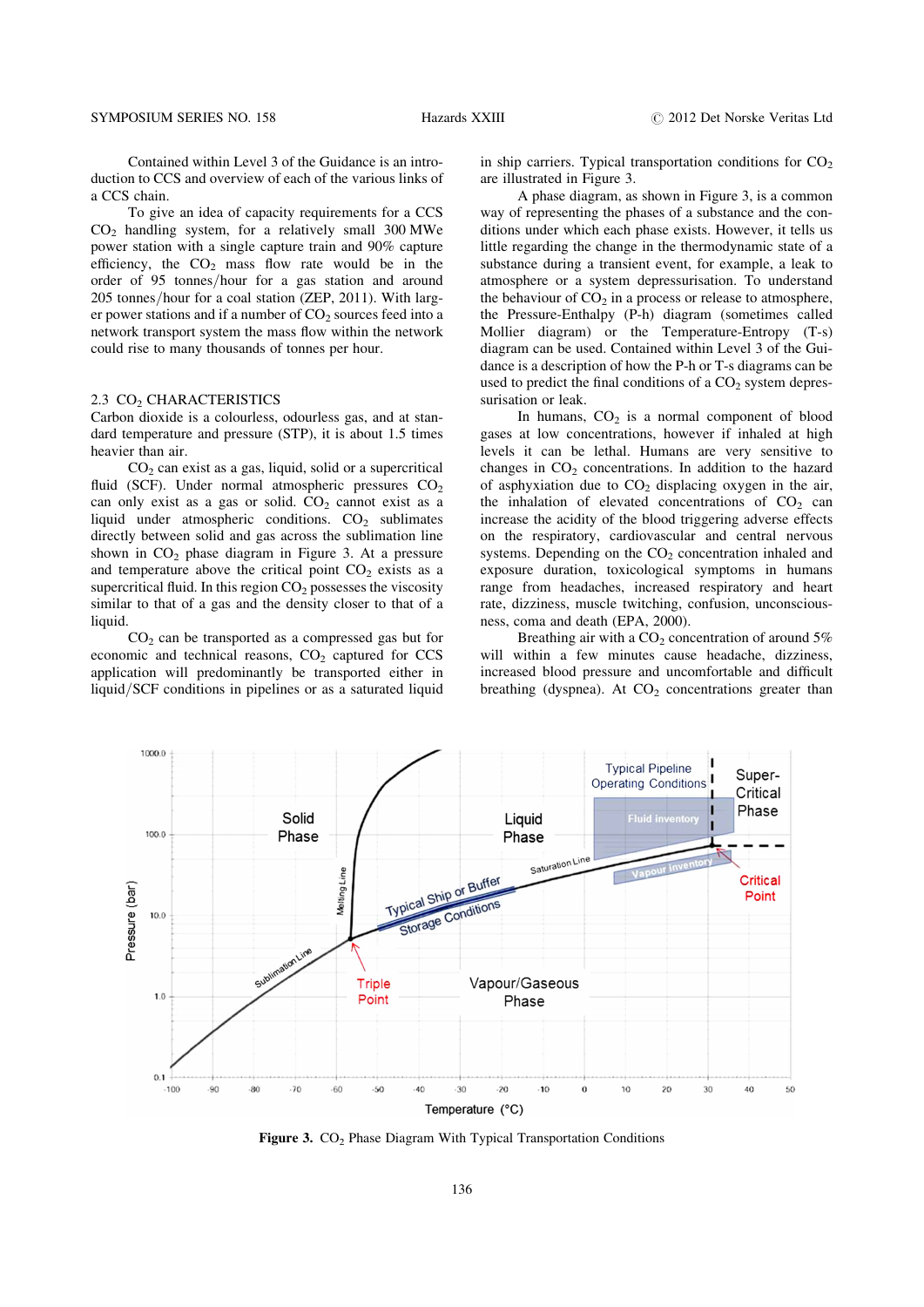Contained within Level 3 of the Guidance is an introduction to CCS and overview of each of the various links of a CCS chain.

To give an idea of capacity requirements for a CCS $CO_2$ handling system, for a relatively small 300 MWe power station with a single capture train and 90% capture efficiency, the $CO_2$ mass flow rate would be in the order of 95 tonnes/hour for a gas station and around 205 tonnes/hour for a coal station (ZEP, 2011). With larger power stations and if a number of $CO_2$ sources feed into a network transport system the mass flow within the network could rise to many thousands of tonnes per hour.

## 2.3 $CO_2$ CHARACTERISTICS

Carbon dioxide is a colourless, odourless gas, and at standard temperature and pressure (STP), it is about 1.5 times heavier than air.

$CO_2$ can exist as a gas, liquid, solid or a supercritical fluid (SCF). Under normal atmospheric pressures $CO_2$ can only exist as a gas or solid. $CO_2$ cannot exist as a liquid under atmospheric conditions. $CO_2$ sublimates directly between solid and gas across the sublimation line shown in $CO_2$ phase diagram in Figure 3. At a pressure and temperature above the critical point $CO_2$ exists as a supercritical fluid. In this region $CO_2$ possesses the viscosity similar to that of a gas and the density closer to that of a liquid.

$CO_2$ can be transported as a compressed gas but for economic and technical reasons, $CO_2$ captured for CCS application will predominantly be transported either in liquid/SCF conditions in pipelines or as a saturated liquid in ship carriers. Typical transportation conditions for $CO_2$ are illustrated in Figure 3.

A phase diagram, as shown in Figure 3, is a common way of representing the phases of a substance and the conditions under which each phase exists. However, it tells us little regarding the change in the thermodynamic state of a substance during a transient event, for example, a leak to atmosphere or a system depressurisation. To understand the behaviour of $CO_2$ in a process or release to atmosphere, the Pressure-Enthalpy (P-h) diagram (sometimes called Mollier diagram) or the Temperature-Entropy (T-s) diagram can be used. Contained within Level 3 of the Guidance is a description of how the P-h or T-s diagrams can be used to predict the final conditions of a $CO_2$ system depressurisation or leak.

In humans, $CO_2$ is a normal component of blood gases at low concentrations, however if inhaled at high levels it can be lethal. Humans are very sensitive to changes in $CO_2$ concentrations. In addition to the hazard of asphyxiation due to $CO_2$ displacing oxygen in the air, the inhalation of elevated concentrations of $CO_2$ can increase the acidity of the blood triggering adverse effects on the respiratory, cardiovascular and central nervous systems. Depending on the $CO_2$ concentration inhaled and exposure duration, toxicological symptoms in humans range from headaches, increased respiratory and heart rate, dizziness, muscle twitching, confusion, unconsciousness, coma and death (EPA, 2000).

Breathing air with a $CO_2$ concentration of around 5% will within a few minutes cause headache, dizziness, increased blood pressure and uncomfortable and difficult breathing (dyspnea). At $CO_2$ concentrations greater than

**Figure 3.** $CO_2$ Phase Diagram With Typical Transportation Conditions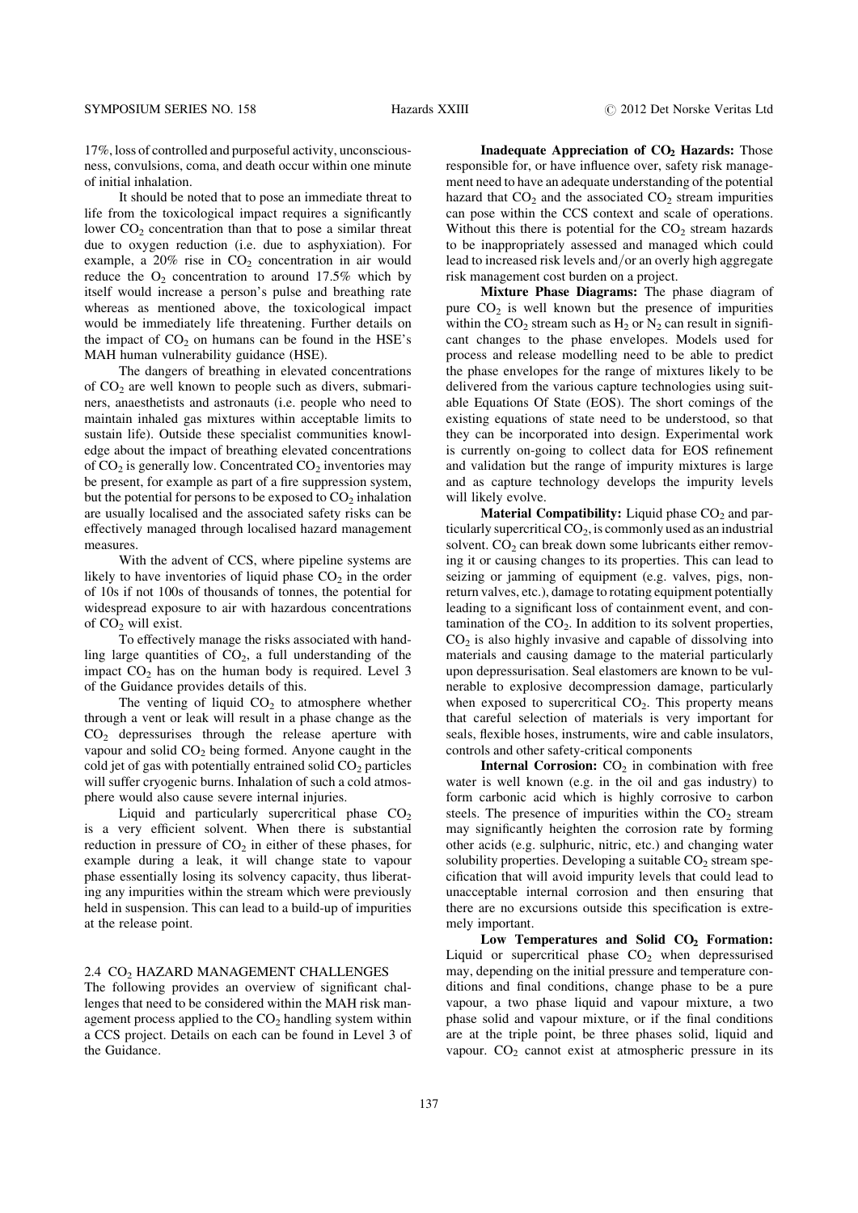17%, loss of controlled and purposeful activity, unconsciousness, convulsions, coma, and death occur within one minute of initial inhalation.

It should be noted that to pose an immediate threat to life from the toxicological impact requires a significantly lower $CO_2$ concentration than that to pose a similar threat due to oxygen reduction (i.e. due to asphyxiation). For example, a 20% rise in $CO_2$ concentration in air would reduce the $O_2$ concentration to around 17.5% which by itself would increase a person's pulse and breathing rate whereas as mentioned above, the toxicological impact would be immediately life threatening. Further details on the impact of $CO_2$ on humans can be found in the HSE's MAH human vulnerability guidance (HSE).

The dangers of breathing in elevated concentrations of $CO_2$ are well known to people such as divers, submariners, anaesthetists and astronauts (i.e. people who need to maintain inhaled gas mixtures within acceptable limits to sustain life). Outside these specialist communities knowledge about the impact of breathing elevated concentrations of $CO_2$ is generally low. Concentrated $CO_2$ inventories may be present, for example as part of a fire suppression system, but the potential for persons to be exposed to $CO_2$ inhalation are usually localised and the associated safety risks can be effectively managed through localised hazard management measures.

With the advent of CCS, where pipeline systems are likely to have inventories of liquid phase $CO_2$ in the order of 10s if not 100s of thousands of tonnes, the potential for widespread exposure to air with hazardous concentrations of $CO_2$ will exist.

To effectively manage the risks associated with handling large quantities of $CO_2$, a full understanding of the impact $CO_2$ has on the human body is required. Level 3 of the Guidance provides details of this.

The venting of liquid $CO_2$ to atmosphere whether through a vent or leak will result in a phase change as the $CO_2$ depressurises through the release aperture with vapour and solid $CO_2$ being formed. Anyone caught in the cold jet of gas with potentially entrained solid $CO_2$ particles will suffer cryogenic burns. Inhalation of such a cold atmosphere would also cause severe internal injuries.

Liquid and particularly supercritical phase $CO_2$ is a very efficient solvent. When there is substantial reduction in pressure of $CO_2$ in either of these phases, for example during a leak, it will change state to vapour phase essentially losing its solvency capacity, thus liberating any impurities within the stream which were previously held in suspension. This can lead to a build-up of impurities at the release point.

## 2.4 $CO_2$ HAZARD MANAGEMENT CHALLENGES

The following provides an overview of significant challenges that need to be considered within the MAH risk management process applied to the $CO_2$ handling system within a CCS project. Details on each can be found in Level 3 of the Guidance.

**Inadequate Appreciation of $CO_2$ Hazards:** Those responsible for, or have influence over, safety risk management need to have an adequate understanding of the potential hazard that $CO_2$ and the associated $CO_2$ stream impurities can pose within the CCS context and scale of operations. Without this there is potential for the $CO_2$ stream hazards to be inappropriately assessed and managed which could lead to increased risk levels and/or an overly high aggregate risk management cost burden on a project.

**Mixture Phase Diagrams:** The phase diagram of pure $CO_2$ is well known but the presence of impurities within the $CO_2$ stream such as $H_2$ or $N_2$ can result in significant changes to the phase envelopes. Models used for process and release modelling need to be able to predict the phase envelopes for the range of mixtures likely to be delivered from the various capture technologies using suitable Equations Of State (EOS). The short comings of the existing equations of state need to be understood, so that they can be incorporated into design. Experimental work is currently on-going to collect data for EOS refinement and validation but the range of impurity mixtures is large and as capture technology develops the impurity levels will likely evolve.

**Material Compatibility:** Liquid phase $CO_2$ and particularly supercritical $CO_2$, is commonly used as an industrial solvent. $CO_2$ can break down some lubricants either removing it or causing changes to its properties. This can lead to seizing or jamming of equipment (e.g. valves, pigs, non-return valves, etc.), damage to rotating equipment potentially leading to a significant loss of containment event, and contamination of the $CO_2$. In addition to its solvent properties, $CO_2$ is also highly invasive and capable of dissolving into materials and causing damage to the material particularly upon depressurisation. Seal elastomers are known to be vulnerable to explosive decompression damage, particularly when exposed to supercritical $CO_2$. This property means that careful selection of materials is very important for seals, flexible hoses, instruments, wire and cable insulators, controls and other safety-critical components

**Internal Corrosion:** $CO_2$ in combination with free water is well known (e.g. in the oil and gas industry) to form carbonic acid which is highly corrosive to carbon steels. The presence of impurities within the $CO_2$ stream may significantly heighten the corrosion rate by forming other acids (e.g. sulphuric, nitric, etc.) and changing water solubility properties. Developing a suitable $CO_2$ stream specification that will avoid impurity levels that could lead to unacceptable internal corrosion and then ensuring that there are no excursions outside this specification is extremely important.

**Low Temperatures and Solid $CO_2$ Formation:** Liquid or supercritical phase $CO_2$ when depressurised may, depending on the initial pressure and temperature conditions and final conditions, change phase to be a pure vapour, a two phase liquid and vapour mixture, a two phase solid and vapour mixture, or if the final conditions are at the triple point, be three phases solid, liquid and vapour. $CO_2$ cannot exist at atmospheric pressure in its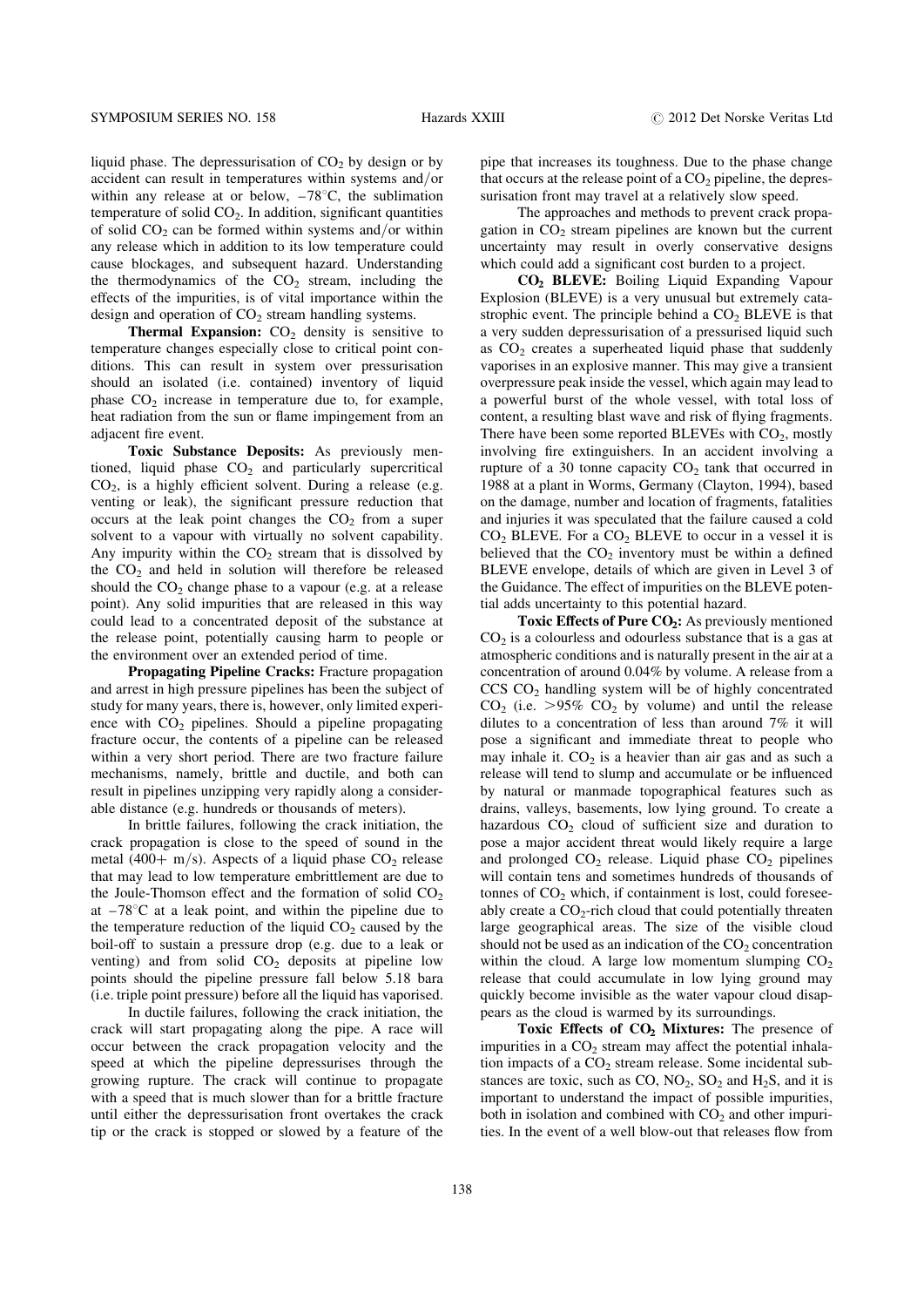liquid phase. The depressurisation of $CO_2$ by design or by accident can result in temperatures within systems and/or within any release at or below, $-78^{\circ}C$, the sublimation temperature of solid $CO_2$. In addition, significant quantities of solid $CO_2$ can be formed within systems and/or within any release which in addition to its low temperature could cause blockages, and subsequent hazard. Understanding the thermodynamics of the $CO_2$ stream, including the effects of the impurities, is of vital importance within the design and operation of $CO_2$ stream handling systems.

**Thermal Expansion:** $CO_2$ density is sensitive to temperature changes especially close to critical point conditions. This can result in system over pressurisation should an isolated (i.e. contained) inventory of liquid phase $CO_2$ increase in temperature due to, for example, heat radiation from the sun or flame impingement from an adjacent fire event.

**Toxic Substance Deposits:** As previously mentioned, liquid phase $CO_2$ and particularly supercritical $CO_2$, is a highly efficient solvent. During a release (e.g. venting or leak), the significant pressure reduction that occurs at the leak point changes the $CO_2$ from a super solvent to a vapour with virtually no solvent capability. Any impurity within the $CO_2$ stream that is dissolved by the $CO_2$ and held in solution will therefore be released should the $CO_2$ change phase to a vapour (e.g. at a release point). Any solid impurities that are released in this way could lead to a concentrated deposit of the substance at the release point, potentially causing harm to people or the environment over an extended period of time.

**Propagating Pipeline Cracks:** Fracture propagation and arrest in high pressure pipelines has been the subject of study for many years, there is, however, only limited experience with $CO_2$ pipelines. Should a pipeline propagating fracture occur, the contents of a pipeline can be released within a very short period. There are two fracture failure mechanisms, namely, brittle and ductile, and both can result in pipelines unzipping very rapidly along a considerable distance (e.g. hundreds or thousands of meters).

In brittle failures, following the crack initiation, the crack propagation is close to the speed of sound in the metal (400+ m/s). Aspects of a liquid phase $CO_2$ release that may lead to low temperature embrittlement are due to the Joule-Thomson effect and the formation of solid $CO_2$ at $-78^{\circ}C$ at a leak point, and within the pipeline due to the temperature reduction of the liquid $CO_2$ caused by the boil-off to sustain a pressure drop (e.g. due to a leak or venting) and from solid $CO_2$ deposits at pipeline low points should the pipeline pressure fall below 5.18 bara (i.e. triple point pressure) before all the liquid has vaporised.

In ductile failures, following the crack initiation, the crack will start propagating along the pipe. A race will occur between the crack propagation velocity and the speed at which the pipeline depressurises through the growing rupture. The crack will continue to propagate with a speed that is much slower than for a brittle fracture until either the depressurisation front overtakes the crack tip or the crack is stopped or slowed by a feature of the pipe that increases its toughness. Due to the phase change that occurs at the release point of a $CO_2$ pipeline, the depressurisation front may travel at a relatively slow speed.

The approaches and methods to prevent crack propagation in $CO_2$ stream pipelines are known but the current uncertainty may result in overly conservative designs which could add a significant cost burden to a project.

**$CO_2$ BLEVE:** Boiling Liquid Expanding Vapour Explosion (BLEVE) is a very unusual but extremely catastrophic event. The principle behind a $CO_2$ BLEVE is that a very sudden depressurisation of a pressurised liquid such as $CO_2$ creates a superheated liquid phase that suddenly vaporises in an explosive manner. This may give a transient overpressure peak inside the vessel, which again may lead to a powerful burst of the whole vessel, with total loss of content, a resulting blast wave and risk of flying fragments. There have been some reported BLEVEs with $CO_2$, mostly involving fire extinguishers. In an accident involving a rupture of a 30 tonne capacity $CO_2$ tank that occurred in 1988 at a plant in Worms, Germany (Clayton, 1994), based on the damage, number and location of fragments, fatalities and injuries it was speculated that the failure caused a cold $CO_2$ BLEVE. For a $CO_2$ BLEVE to occur in a vessel it is believed that the $CO_2$ inventory must be within a defined BLEVE envelope, details of which are given in Level 3 of the Guidance. The effect of impurities on the BLEVE potential adds uncertainty to this potential hazard.

**Toxic Effects of Pure $CO_2$:** As previously mentioned $CO_2$ is a colourless and odourless substance that is a gas at atmospheric conditions and is naturally present in the air at a concentration of around 0.04% by volume. A release from a CCS $CO_2$ handling system will be of highly concentrated $CO_2$ (i.e. >95% $CO_2$ by volume) and until the release dilutes to a concentration of less than around 7% it will pose a significant and immediate threat to people who may inhale it. $CO_2$ is a heavier than air gas and as such a release will tend to slump and accumulate or be influenced by natural or manmade topographical features such as drains, valleys, basements, low lying ground. To create a hazardous $CO_2$ cloud of sufficient size and duration to pose a major accident threat would likely require a large and prolonged $CO_2$ release. Liquid phase $CO_2$ pipelines will contain tens and sometimes hundreds of thousands of tonnes of $CO_2$ which, if containment is lost, could foreseeably create a $CO_2$-rich cloud that could potentially threaten large geographical areas. The size of the visible cloud should not be used as an indication of the $CO_2$ concentration within the cloud. A large low momentum slumping $CO_2$ release that could accumulate in low lying ground may quickly become invisible as the water vapour cloud disappears as the cloud is warmed by its surroundings.

**Toxic Effects of $CO_2$ Mixtures:** The presence of impurities in a $CO_2$ stream may affect the potential inhalation impacts of a $CO_2$ stream release. Some incidental substances are toxic, such as CO, $NO_2$, $SO_2$ and $H_2S$, and it is important to understand the impact of possible impurities, both in isolation and combined with $CO_2$ and other impurities. In the event of a well blow-out that releases flow from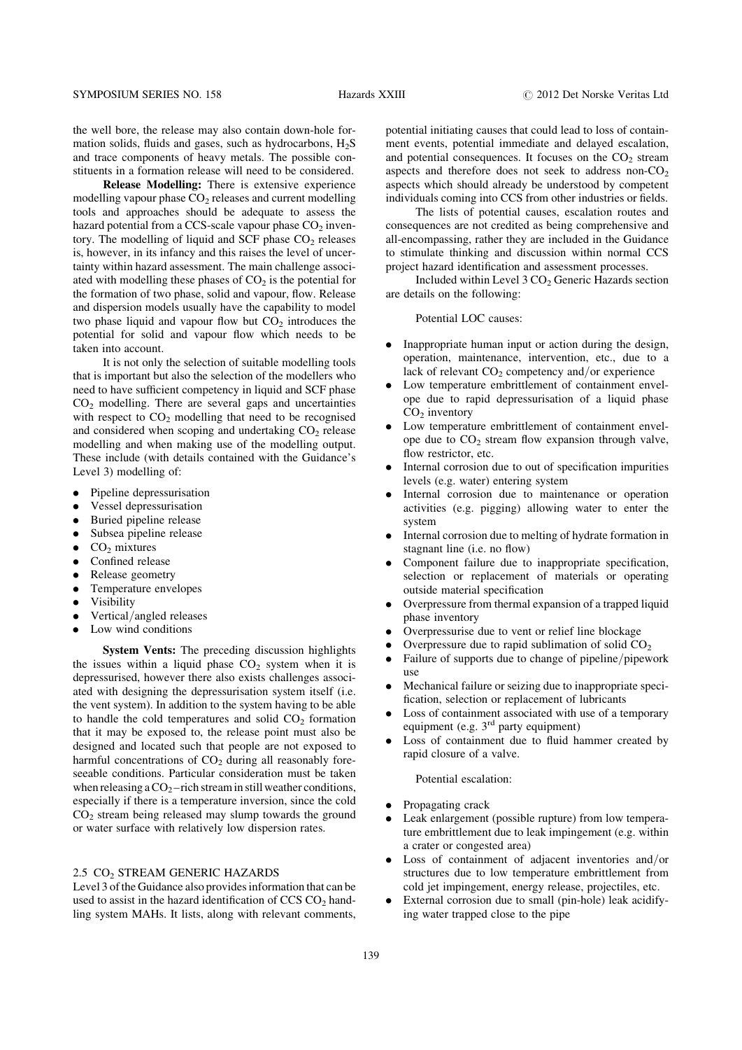the well bore, the release may also contain down-hole formation solids, fluids and gases, such as hydrocarbons, $H_2S$ and trace components of heavy metals. The possible constituents in a formation release will need to be considered.

**Release Modelling:** There is extensive experience modelling vapour phase $CO_2$ releases and current modelling tools and approaches should be adequate to assess the hazard potential from a CCS-scale vapour phase $CO_2$ inventory. The modelling of liquid and SCF phase $CO_2$ releases is, however, in its infancy and this raises the level of uncertainty within hazard assessment. The main challenge associated with modelling these phases of $CO_2$ is the potential for the formation of two phase, solid and vapour, flow. Release and dispersion models usually have the capability to model two phase liquid and vapour flow but $CO_2$ introduces the potential for solid and vapour flow which needs to be taken into account.

It is not only the selection of suitable modelling tools that is important but also the selection of the modellers who need to have sufficient competency in liquid and SCF phase $CO_2$ modelling. There are several gaps and uncertainties with respect to $CO_2$ modelling that need to be recognised and considered when scoping and undertaking $CO_2$ release modelling and when making use of the modelling output. These include (with details contained with the Guidance's Level 3) modelling of:

- Pipeline depressurisation
- Vessel depressurisation
- Buried pipeline release
- Subsea pipeline release
- $CO_2$ mixtures
- Confined release
- Release geometry
- Temperature envelopes
- Visibility
- Vertical/angled releases
- Low wind conditions

**System Vents:** The preceding discussion highlights the issues within a liquid phase $CO_2$ system when it is depressurised, however there also exists challenges associated with designing the depressurisation system itself (i.e. the vent system). In addition to the system having to be able to handle the cold temperatures and solid $CO_2$ formation that it may be exposed to, the release point must also be designed and located such that people are not exposed to harmful concentrations of $CO_2$ during all reasonably foreseeable conditions. Particular consideration must be taken when releasing a $CO_2$–rich stream in still weather conditions, especially if there is a temperature inversion, since the cold $CO_2$ stream being released may slump towards the ground or water surface with relatively low dispersion rates.

## 2.5 $CO_2$ STREAM GENERIC HAZARDS

Level 3 of the Guidance also provides information that can be used to assist in the hazard identification of CCS $CO_2$ handling system MAHs. It lists, along with relevant comments, potential initiating causes that could lead to loss of containment events, potential immediate and delayed escalation, and potential consequences. It focuses on the $CO_2$ stream aspects and therefore does not seek to address non-$CO_2$ aspects which should already be understood by competent individuals coming into CCS from other industries or fields.

The lists of potential causes, escalation routes and consequences are not credited as being comprehensive and all-encompassing, rather they are included in the Guidance to stimulate thinking and discussion within normal CCS project hazard identification and assessment processes.

Included within Level 3 $CO_2$ Generic Hazards section are details on the following:

Potential LOC causes:

- Inappropriate human input or action during the design, operation, maintenance, intervention, etc., due to a lack of relevant $CO_2$ competency and/or experience
- Low temperature embrittlement of containment envelope due to rapid depressurisation of a liquid phase $CO_2$ inventory
- Low temperature embrittlement of containment envelope due to $CO_2$ stream flow expansion through valve, flow restrictor, etc.
- Internal corrosion due to out of specification impurities levels (e.g. water) entering system
- Internal corrosion due to maintenance or operation activities (e.g. pigging) allowing water to enter the system
- Internal corrosion due to melting of hydrate formation in stagnant line (i.e. no flow)
- Component failure due to inappropriate specification, selection or replacement of materials or operating outside material specification
- Overpressure from thermal expansion of a trapped liquid phase inventory
- Overpressurise due to vent or relief line blockage
- Overpressure due to rapid sublimation of solid $CO_2$
- Failure of supports due to change of pipeline/pipework use
- Mechanical failure or seizing due to inappropriate specification, selection or replacement of lubricants
- Loss of containment associated with use of a temporary equipment (e.g. 3rd party equipment)
- Loss of containment due to fluid hammer created by rapid closure of a valve.

Potential escalation:

- Propagating crack
- Leak enlargement (possible rupture) from low temperature embrittlement due to leak impingement (e.g. within a crater or congested area)
- Loss of containment of adjacent inventories and/or structures due to low temperature embrittlement from cold jet impingement, energy release, projectiles, etc.
- External corrosion due to small (pin-hole) leak acidifying water trapped close to the pipe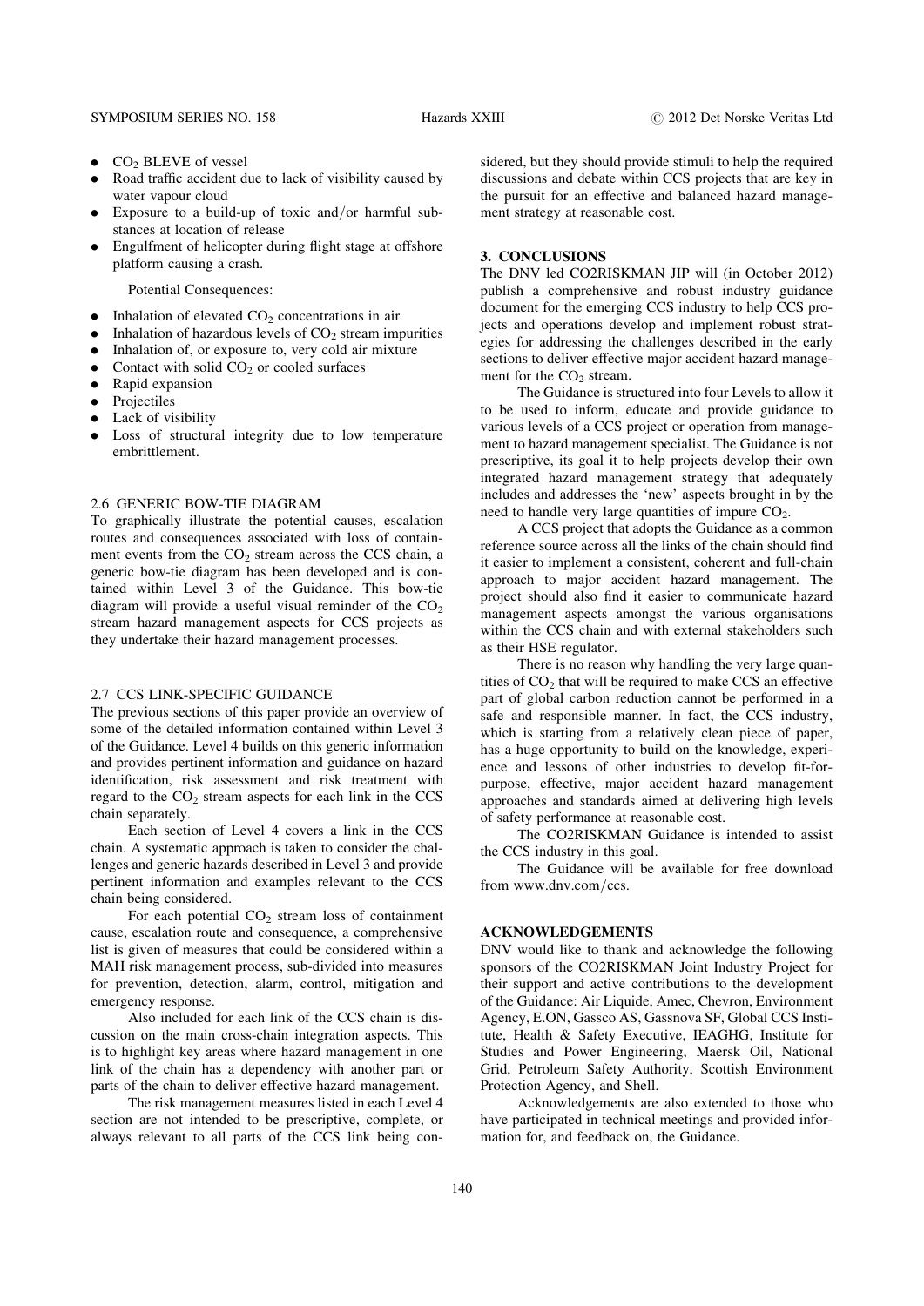- $CO_2$ BLEVE of vessel
- Road traffic accident due to lack of visibility caused by water vapour cloud
- Exposure to a build-up of toxic and/or harmful substances at location of release
- Engulfment of helicopter during flight stage at offshore platform causing a crash.

Potential Consequences:

- Inhalation of elevated $CO_2$ concentrations in air
- Inhalation of hazardous levels of $CO_2$ stream impurities
- Inhalation of, or exposure to, very cold air mixture
- Contact with solid $CO_2$ or cooled surfaces
- Rapid expansion
- Projectiles
- Lack of visibility
- Loss of structural integrity due to low temperature embrittlement.

### 2.6 GENERIC BOW-TIE DIAGRAM

To graphically illustrate the potential causes, escalation routes and consequences associated with loss of containment events from the $CO_2$ stream across the CCS chain, a generic bow-tie diagram has been developed and is contained within Level 3 of the Guidance. This bow-tie diagram will provide a useful visual reminder of the $CO_2$ stream hazard management aspects for CCS projects as they undertake their hazard management processes.

### 2.7 CCS LINK-SPECIFIC GUIDANCE

The previous sections of this paper provide an overview of some of the detailed information contained within Level 3 of the Guidance. Level 4 builds on this generic information and provides pertinent information and guidance on hazard identification, risk assessment and risk treatment with regard to the $CO_2$ stream aspects for each link in the CCS chain separately.

Each section of Level 4 covers a link in the CCS chain. A systematic approach is taken to consider the challenges and generic hazards described in Level 3 and provide pertinent information and examples relevant to the CCS chain being considered.

For each potential $CO_2$ stream loss of containment cause, escalation route and consequence, a comprehensive list is given of measures that could be considered within a MAH risk management process, sub-divided into measures for prevention, detection, alarm, control, mitigation and emergency response.

Also included for each link of the CCS chain is discussion on the main cross-chain integration aspects. This is to highlight key areas where hazard management in one link of the chain has a dependency with another part or parts of the chain to deliver effective hazard management.

The risk management measures listed in each Level 4 section are not intended to be prescriptive, complete, or always relevant to all parts of the CCS link being considered, but they should provide stimuli to help the required discussions and debate within CCS projects that are key in the pursuit for an effective and balanced hazard management strategy at reasonable cost.

## 3. CONCLUSIONS

The DNV led CO2RISKMAN JIP will (in October 2012) publish a comprehensive and robust industry guidance document for the emerging CCS industry to help CCS projects and operations develop and implement robust strategies for addressing the challenges described in the early sections to deliver effective major accident hazard management for the $CO_2$ stream.

The Guidance is structured into four Levels to allow it to be used to inform, educate and provide guidance to various levels of a CCS project or operation from management to hazard management specialist. The Guidance is not prescriptive, its goal it to help projects develop their own integrated hazard management strategy that adequately includes and addresses the 'new' aspects brought in by the need to handle very large quantities of impure $CO_2$.

A CCS project that adopts the Guidance as a common reference source across all the links of the chain should find it easier to implement a consistent, coherent and full-chain approach to major accident hazard management. The project should also find it easier to communicate hazard management aspects amongst the various organisations within the CCS chain and with external stakeholders such as their HSE regulator.

There is no reason why handling the very large quantities of $CO_2$ that will be required to make CCS an effective part of global carbon reduction cannot be performed in a safe and responsible manner. In fact, the CCS industry, which is starting from a relatively clean piece of paper, has a huge opportunity to build on the knowledge, experience and lessons of other industries to develop fit-for-purpose, effective, major accident hazard management approaches and standards aimed at delivering high levels of safety performance at reasonable cost.

The CO2RISKMAN Guidance is intended to assist the CCS industry in this goal.

The Guidance will be available for free download from www.dnv.com/ccs.

## ACKNOWLEDGEMENTS

DNV would like to thank and acknowledge the following sponsors of the CO2RISKMAN Joint Industry Project for their support and active contributions to the development of the Guidance: Air Liquide, Amec, Chevron, Environment Agency, E.ON, Gassco AS, Gassnova SF, Global CCS Institute, Health & Safety Executive, IEAGHG, Institute for Studies and Power Engineering, Maersk Oil, National Grid, Petroleum Safety Authority, Scottish Environment Protection Agency, and Shell.

Acknowledgements are also extended to those who have participated in technical meetings and provided information for, and feedback on, the Guidance.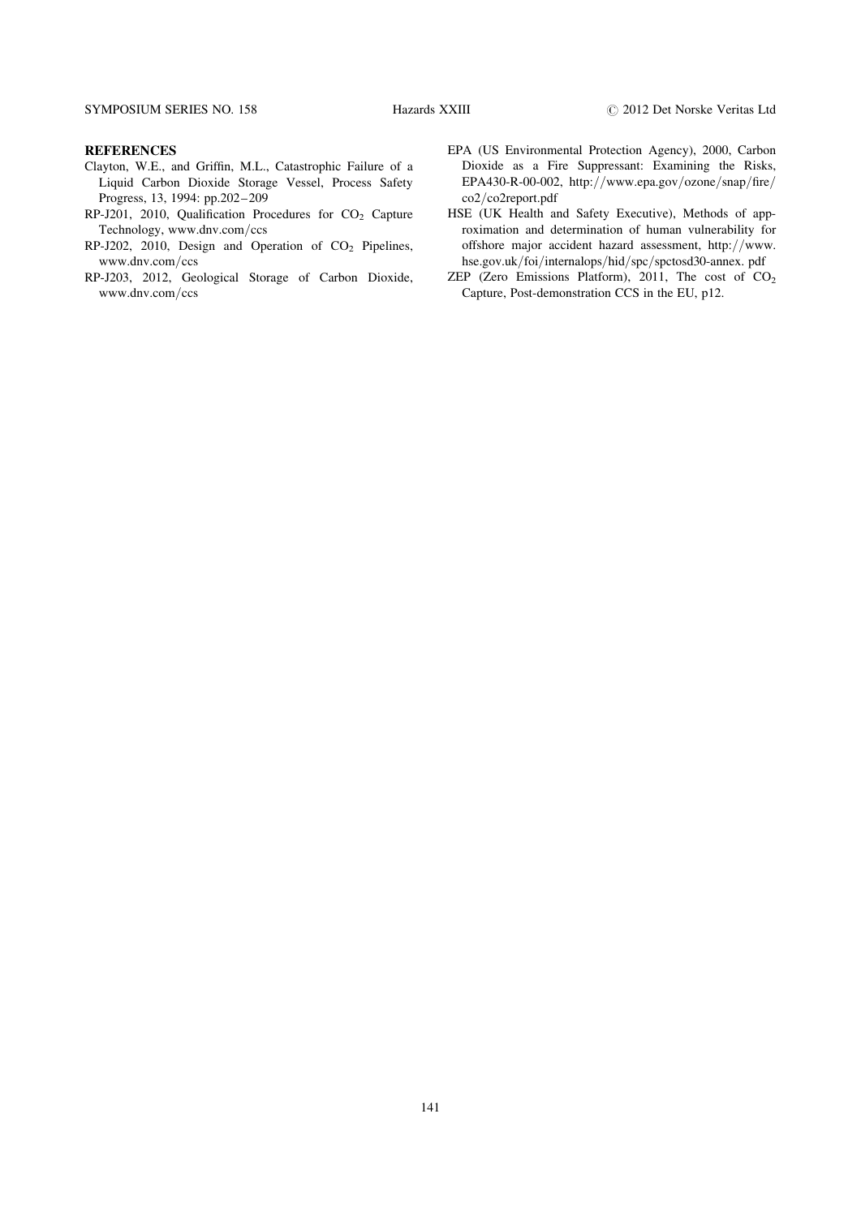## REFERENCES

Clayton, W.E., and Griffin, M.L., Catastrophic Failure of a Liquid Carbon Dioxide Storage Vessel, Process Safety Progress, 13, 1994: pp.202–209

RP-J201, 2010, Qualification Procedures for $CO_2$ Capture Technology, www.dnv.com/ccs

RP-J202, 2010, Design and Operation of $CO_2$ Pipelines, www.dnv.com/ccs

RP-J203, 2012, Geological Storage of Carbon Dioxide, www.dnv.com/ccs

EPA (US Environmental Protection Agency), 2000, Carbon Dioxide as a Fire Suppressant: Examining the Risks, EPA430-R-00-002, http://www.epa.gov/ozone/snap/fire/co2/co2report.pdf

HSE (UK Health and Safety Executive), Methods of approximation and determination of human vulnerability for offshore major accident hazard assessment, http://www.hse.gov.uk/foi/internalops/hid/spc/spctosd30-annex. pdf

ZEP (Zero Emissions Platform), 2011, The cost of $CO_2$ Capture, Post-demonstration CCS in the EU, p12.